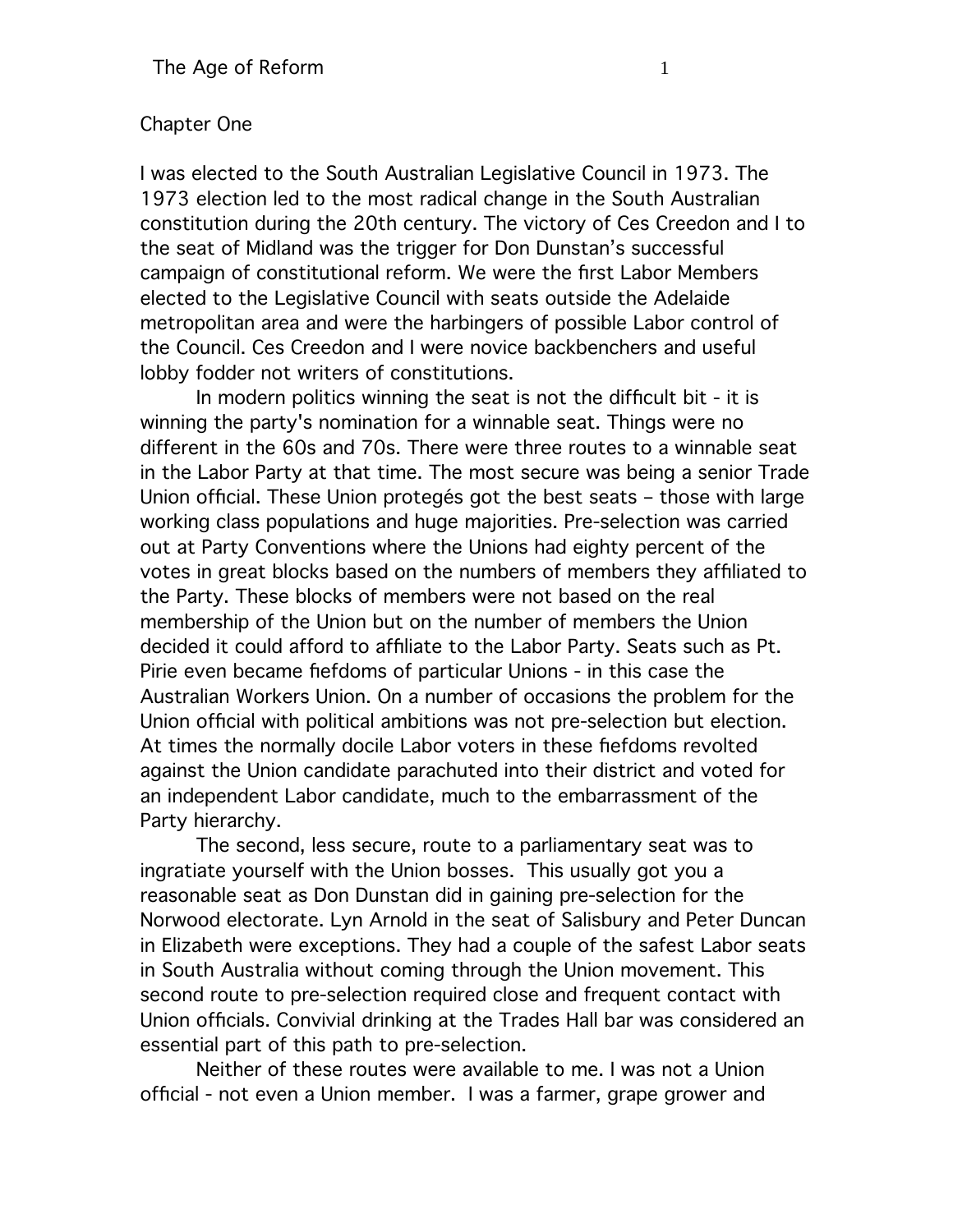## Chapter One

I was elected to the South Australian Legislative Council in 1973. The 1973 election led to the most radical change in the South Australian constitution during the 20th century. The victory of Ces Creedon and I to the seat of Midland was the trigger for Don Dunstan's successful campaign of constitutional reform. We were the first Labor Members elected to the Legislative Council with seats outside the Adelaide metropolitan area and were the harbingers of possible Labor control of the Council. Ces Creedon and I were novice backbenchers and useful lobby fodder not writers of constitutions.

In modern politics winning the seat is not the difficult bit - it is winning the party's nomination for a winnable seat. Things were no different in the 60s and 70s. There were three routes to a winnable seat in the Labor Party at that time. The most secure was being a senior Trade Union official. These Union protegés got the best seats – those with large working class populations and huge majorities. Pre-selection was carried out at Party Conventions where the Unions had eighty percent of the votes in great blocks based on the numbers of members they affiliated to the Party. These blocks of members were not based on the real membership of the Union but on the number of members the Union decided it could afford to affiliate to the Labor Party. Seats such as Pt. Pirie even became fiefdoms of particular Unions - in this case the Australian Workers Union. On a number of occasions the problem for the Union official with political ambitions was not pre-selection but election. At times the normally docile Labor voters in these fiefdoms revolted against the Union candidate parachuted into their district and voted for an independent Labor candidate, much to the embarrassment of the Party hierarchy.

The second, less secure, route to a parliamentary seat was to ingratiate yourself with the Union bosses. This usually got you a reasonable seat as Don Dunstan did in gaining pre-selection for the Norwood electorate. Lyn Arnold in the seat of Salisbury and Peter Duncan in Elizabeth were exceptions. They had a couple of the safest Labor seats in South Australia without coming through the Union movement. This second route to pre-selection required close and frequent contact with Union officials. Convivial drinking at the Trades Hall bar was considered an essential part of this path to pre-selection.

Neither of these routes were available to me. I was not a Union official - not even a Union member. I was a farmer, grape grower and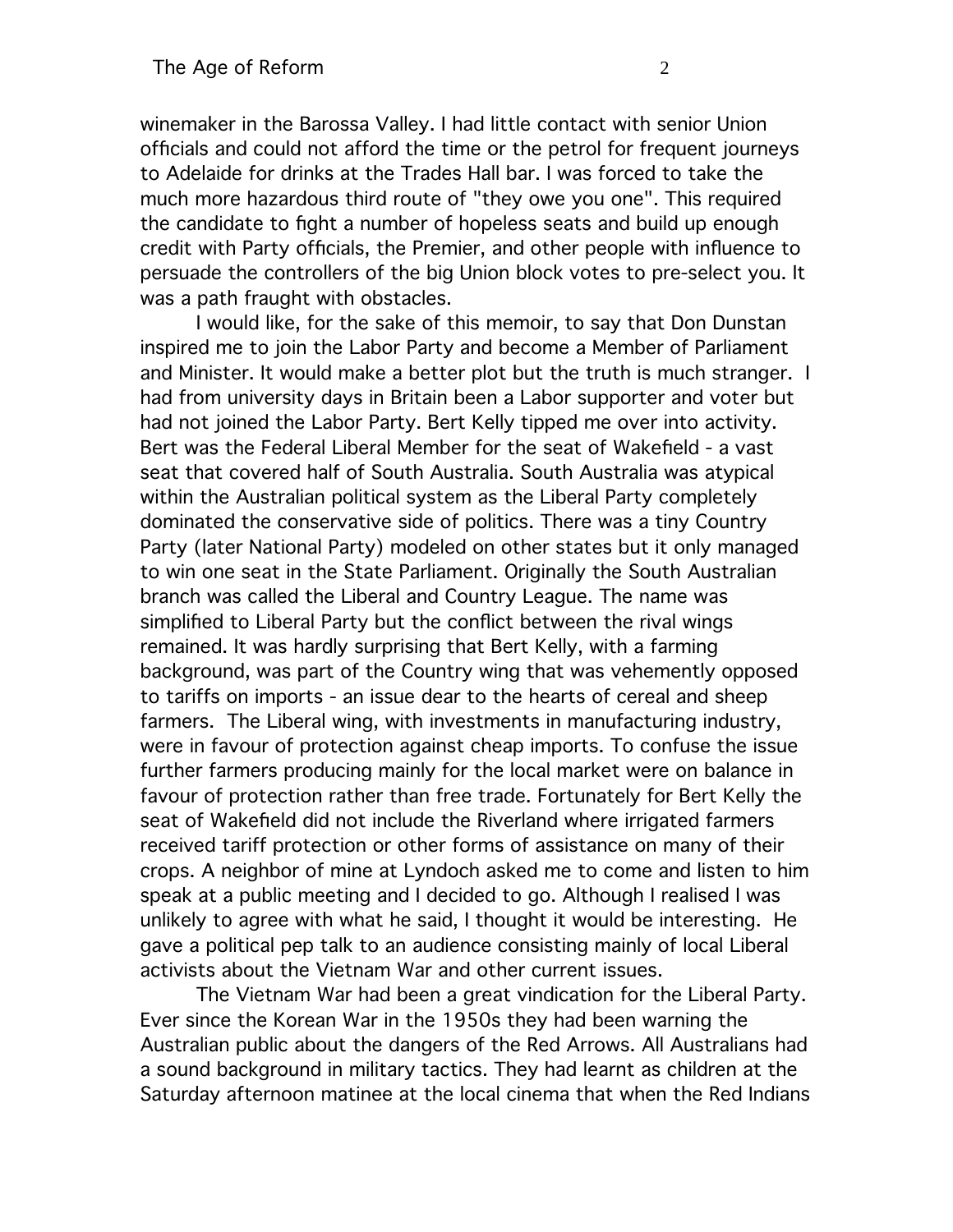winemaker in the Barossa Valley. I had little contact with senior Union officials and could not afford the time or the petrol for frequent journeys to Adelaide for drinks at the Trades Hall bar. I was forced to take the much more hazardous third route of "they owe you one". This required the candidate to fight a number of hopeless seats and build up enough credit with Party officials, the Premier, and other people with influence to persuade the controllers of the big Union block votes to pre-select you. It was a path fraught with obstacles.

I would like, for the sake of this memoir, to say that Don Dunstan inspired me to join the Labor Party and become a Member of Parliament and Minister. It would make a better plot but the truth is much stranger. I had from university days in Britain been a Labor supporter and voter but had not joined the Labor Party. Bert Kelly tipped me over into activity. Bert was the Federal Liberal Member for the seat of Wakefield - a vast seat that covered half of South Australia. South Australia was atypical within the Australian political system as the Liberal Party completely dominated the conservative side of politics. There was a tiny Country Party (later National Party) modeled on other states but it only managed to win one seat in the State Parliament. Originally the South Australian branch was called the Liberal and Country League. The name was simplified to Liberal Party but the conflict between the rival wings remained. It was hardly surprising that Bert Kelly, with a farming background, was part of the Country wing that was vehemently opposed to tariffs on imports - an issue dear to the hearts of cereal and sheep farmers. The Liberal wing, with investments in manufacturing industry, were in favour of protection against cheap imports. To confuse the issue further farmers producing mainly for the local market were on balance in favour of protection rather than free trade. Fortunately for Bert Kelly the seat of Wakefield did not include the Riverland where irrigated farmers received tariff protection or other forms of assistance on many of their crops. A neighbor of mine at Lyndoch asked me to come and listen to him speak at a public meeting and I decided to go. Although I realised I was unlikely to agree with what he said, I thought it would be interesting. He gave a political pep talk to an audience consisting mainly of local Liberal activists about the Vietnam War and other current issues.

The Vietnam War had been a great vindication for the Liberal Party. Ever since the Korean War in the 1950s they had been warning the Australian public about the dangers of the Red Arrows. All Australians had a sound background in military tactics. They had learnt as children at the Saturday afternoon matinee at the local cinema that when the Red Indians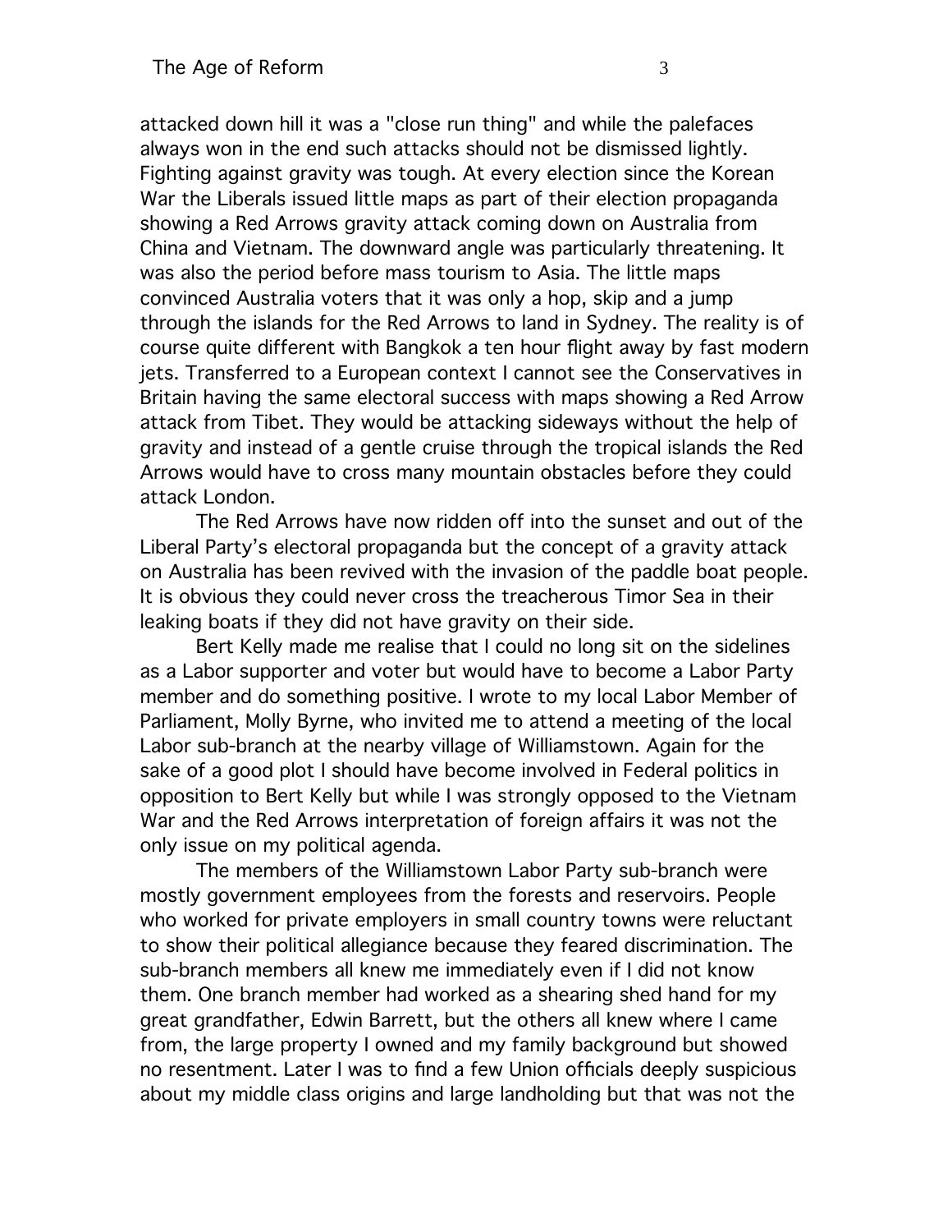attacked down hill it was a "close run thing" and while the palefaces always won in the end such attacks should not be dismissed lightly. Fighting against gravity was tough. At every election since the Korean War the Liberals issued little maps as part of their election propaganda showing a Red Arrows gravity attack coming down on Australia from China and Vietnam. The downward angle was particularly threatening. It was also the period before mass tourism to Asia. The little maps convinced Australia voters that it was only a hop, skip and a jump through the islands for the Red Arrows to land in Sydney. The reality is of course quite different with Bangkok a ten hour flight away by fast modern jets. Transferred to a European context I cannot see the Conservatives in Britain having the same electoral success with maps showing a Red Arrow attack from Tibet. They would be attacking sideways without the help of gravity and instead of a gentle cruise through the tropical islands the Red Arrows would have to cross many mountain obstacles before they could attack London.

The Red Arrows have now ridden off into the sunset and out of the Liberal Party's electoral propaganda but the concept of a gravity attack on Australia has been revived with the invasion of the paddle boat people. It is obvious they could never cross the treacherous Timor Sea in their leaking boats if they did not have gravity on their side.

Bert Kelly made me realise that I could no long sit on the sidelines as a Labor supporter and voter but would have to become a Labor Party member and do something positive. I wrote to my local Labor Member of Parliament, Molly Byrne, who invited me to attend a meeting of the local Labor sub-branch at the nearby village of Williamstown. Again for the sake of a good plot I should have become involved in Federal politics in opposition to Bert Kelly but while I was strongly opposed to the Vietnam War and the Red Arrows interpretation of foreign affairs it was not the only issue on my political agenda.

The members of the Williamstown Labor Party sub-branch were mostly government employees from the forests and reservoirs. People who worked for private employers in small country towns were reluctant to show their political allegiance because they feared discrimination. The sub-branch members all knew me immediately even if I did not know them. One branch member had worked as a shearing shed hand for my great grandfather, Edwin Barrett, but the others all knew where I came from, the large property I owned and my family background but showed no resentment. Later I was to find a few Union officials deeply suspicious about my middle class origins and large landholding but that was not the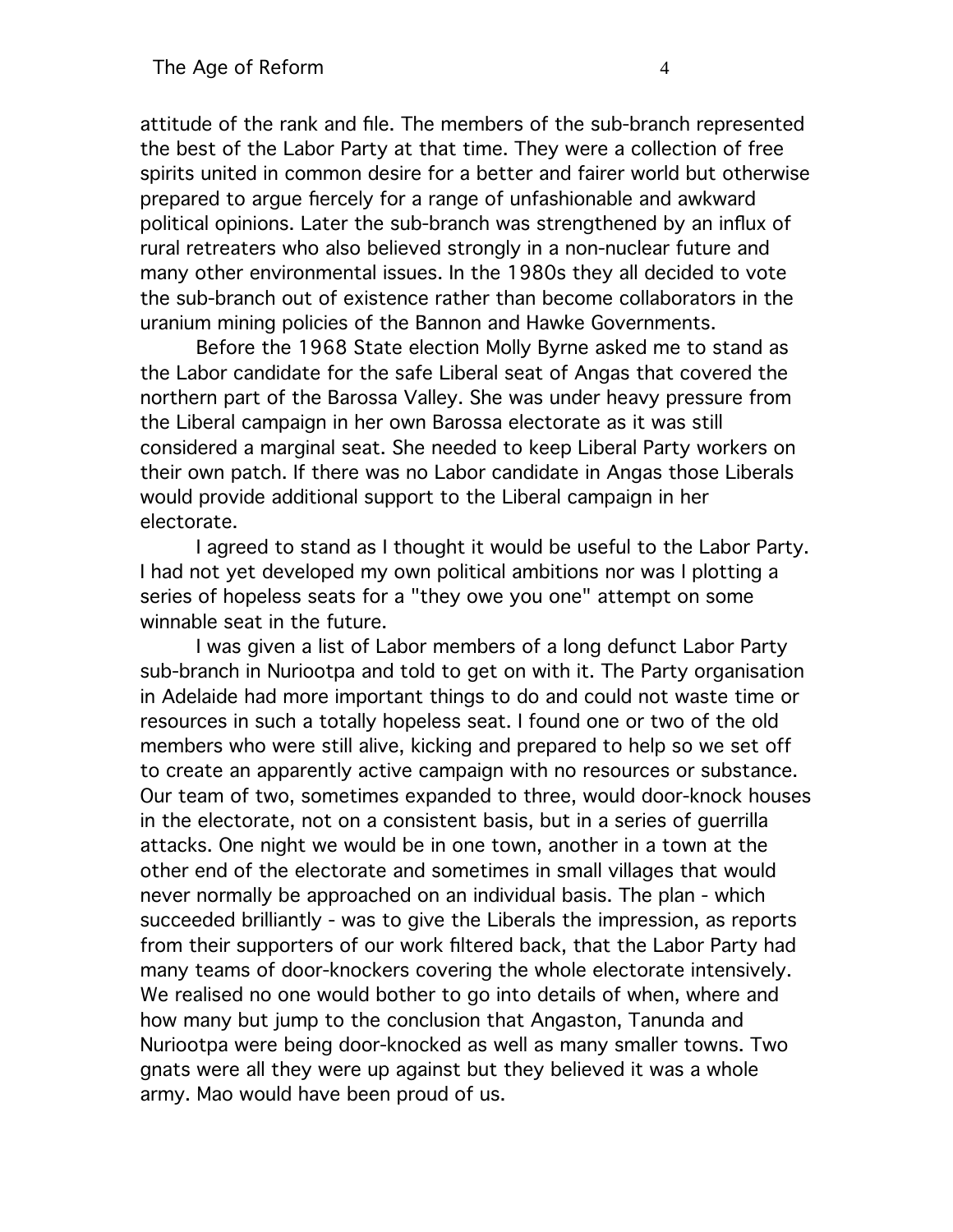attitude of the rank and file. The members of the sub-branch represented the best of the Labor Party at that time. They were a collection of free spirits united in common desire for a better and fairer world but otherwise prepared to argue fiercely for a range of unfashionable and awkward political opinions. Later the sub-branch was strengthened by an influx of rural retreaters who also believed strongly in a non-nuclear future and many other environmental issues. In the 1980s they all decided to vote the sub-branch out of existence rather than become collaborators in the uranium mining policies of the Bannon and Hawke Governments.

Before the 1968 State election Molly Byrne asked me to stand as the Labor candidate for the safe Liberal seat of Angas that covered the northern part of the Barossa Valley. She was under heavy pressure from the Liberal campaign in her own Barossa electorate as it was still considered a marginal seat. She needed to keep Liberal Party workers on their own patch. If there was no Labor candidate in Angas those Liberals would provide additional support to the Liberal campaign in her electorate.

I agreed to stand as I thought it would be useful to the Labor Party. I had not yet developed my own political ambitions nor was I plotting a series of hopeless seats for a "they owe you one" attempt on some winnable seat in the future.

I was given a list of Labor members of a long defunct Labor Party sub-branch in Nuriootpa and told to get on with it. The Party organisation in Adelaide had more important things to do and could not waste time or resources in such a totally hopeless seat. I found one or two of the old members who were still alive, kicking and prepared to help so we set off to create an apparently active campaign with no resources or substance. Our team of two, sometimes expanded to three, would door-knock houses in the electorate, not on a consistent basis, but in a series of guerrilla attacks. One night we would be in one town, another in a town at the other end of the electorate and sometimes in small villages that would never normally be approached on an individual basis. The plan - which succeeded brilliantly - was to give the Liberals the impression, as reports from their supporters of our work filtered back, that the Labor Party had many teams of door-knockers covering the whole electorate intensively. We realised no one would bother to go into details of when, where and how many but jump to the conclusion that Angaston, Tanunda and Nuriootpa were being door-knocked as well as many smaller towns. Two gnats were all they were up against but they believed it was a whole army. Mao would have been proud of us.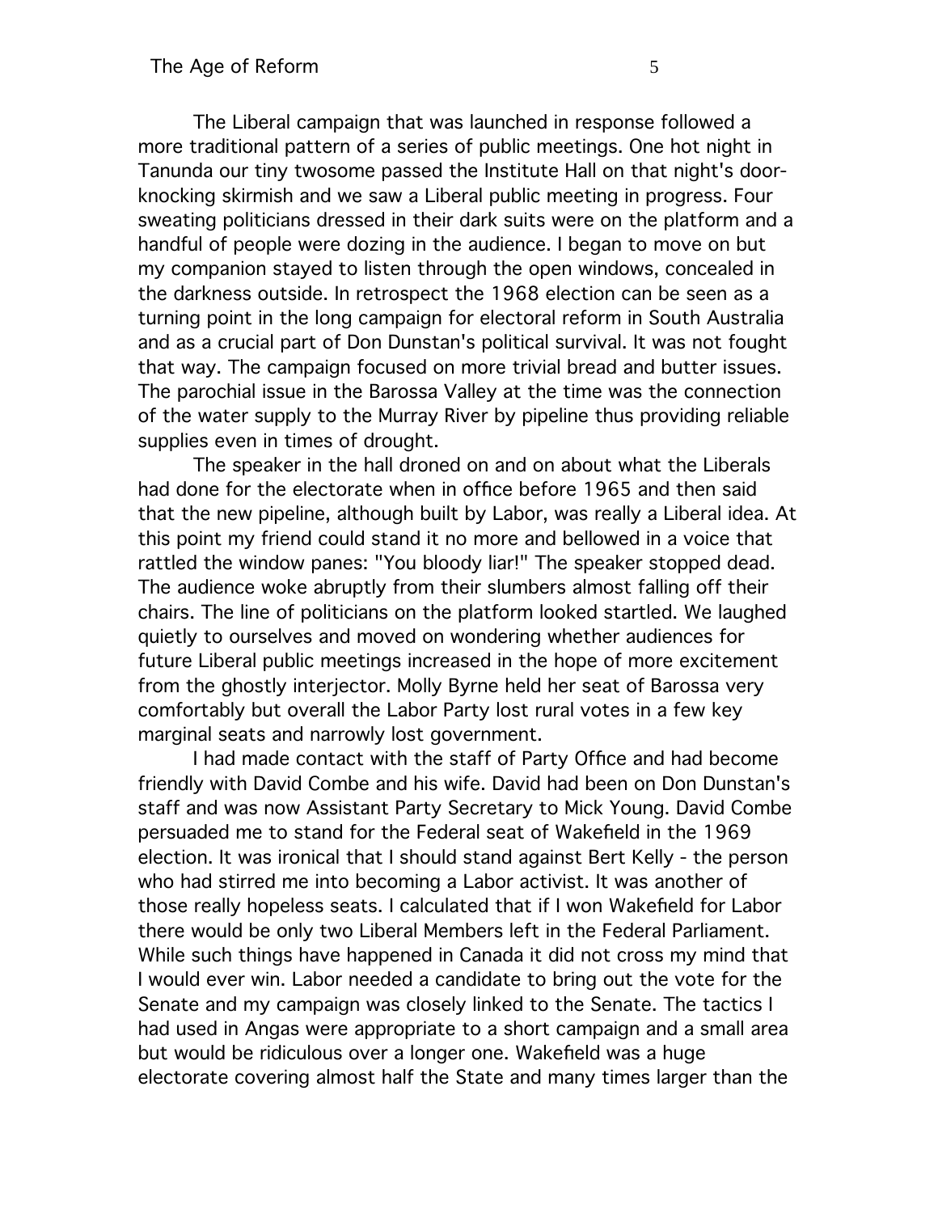The Liberal campaign that was launched in response followed a more traditional pattern of a series of public meetings. One hot night in Tanunda our tiny twosome passed the Institute Hall on that night's door-knocking skirmish and we saw a Liberal public meeting in progress. Four sweating politicians dressed in their dark suits were on the platform and a handful of people were dozing in the audience. I began to move on but my companion stayed to listen through the open windows, concealed in the darkness outside. In retrospect the 1968 election can be seen as a turning point in the long campaign for electoral reform in South Australia and as a crucial part of Don Dunstan's political survival. It was not fought that way. The campaign focused on more trivial bread and butter issues. The parochial issue in the Barossa Valley at the time was the connection of the water supply to the Murray River by pipeline thus providing reliable supplies even in times of drought.

The speaker in the hall droned on and on about what the Liberals had done for the electorate when in office before 1965 and then said that the new pipeline, although built by Labor, was really a Liberal idea. At this point my friend could stand it no more and bellowed in a voice that rattled the window panes: "You bloody liar!" The speaker stopped dead. The audience woke abruptly from their slumbers almost falling off their chairs. The line of politicians on the platform looked startled. We laughed quietly to ourselves and moved on wondering whether audiences for future Liberal public meetings increased in the hope of more excitement from the ghostly interjector. Molly Byrne held her seat of Barossa very comfortably but overall the Labor Party lost rural votes in a few key marginal seats and narrowly lost government.

I had made contact with the staff of Party Office and had become friendly with David Combe and his wife. David had been on Don Dunstan's staff and was now Assistant Party Secretary to Mick Young. David Combe persuaded me to stand for the Federal seat of Wakefield in the 1969 election. It was ironical that I should stand against Bert Kelly - the person who had stirred me into becoming a Labor activist. It was another of those really hopeless seats. I calculated that if I won Wakefield for Labor there would be only two Liberal Members left in the Federal Parliament. While such things have happened in Canada it did not cross my mind that I would ever win. Labor needed a candidate to bring out the vote for the Senate and my campaign was closely linked to the Senate. The tactics I had used in Angas were appropriate to a short campaign and a small area but would be ridiculous over a longer one. Wakefield was a huge electorate covering almost half the State and many times larger than the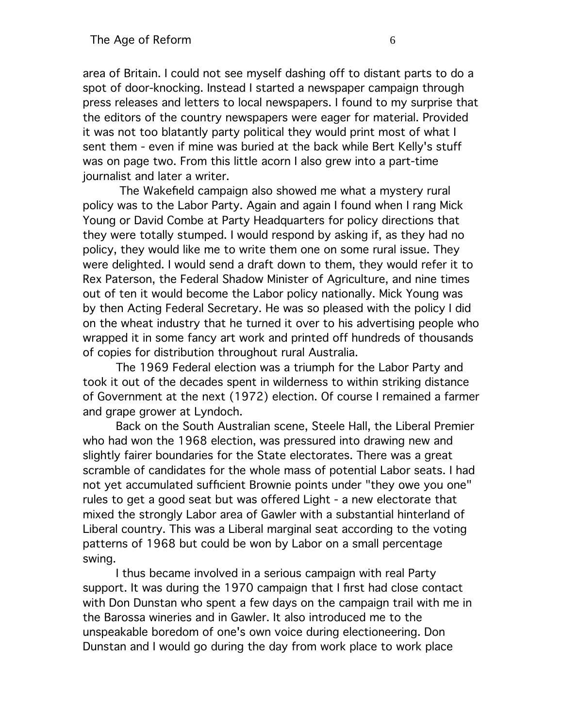area of Britain. I could not see myself dashing off to distant parts to do a spot of door-knocking. Instead I started a newspaper campaign through press releases and letters to local newspapers. I found to my surprise that the editors of the country newspapers were eager for material. Provided it was not too blatantly party political they would print most of what I sent them - even if mine was buried at the back while Bert Kelly's stuff was on page two. From this little acorn I also grew into a part-time journalist and later a writer.

The Wakefield campaign also showed me what a mystery rural policy was to the Labor Party. Again and again I found when I rang Mick Young or David Combe at Party Headquarters for policy directions that they were totally stumped. I would respond by asking if, as they had no policy, they would like me to write them one on some rural issue. They were delighted. I would send a draft down to them, they would refer it to Rex Paterson, the Federal Shadow Minister of Agriculture, and nine times out of ten it would become the Labor policy nationally. Mick Young was by then Acting Federal Secretary. He was so pleased with the policy I did on the wheat industry that he turned it over to his advertising people who wrapped it in some fancy art work and printed off hundreds of thousands of copies for distribution throughout rural Australia.

The 1969 Federal election was a triumph for the Labor Party and took it out of the decades spent in wilderness to within striking distance of Government at the next (1972) election. Of course I remained a farmer and grape grower at Lyndoch.

Back on the South Australian scene, Steele Hall, the Liberal Premier who had won the 1968 election, was pressured into drawing new and slightly fairer boundaries for the State electorates. There was a great scramble of candidates for the whole mass of potential Labor seats. I had not yet accumulated sufficient Brownie points under "they owe you one" rules to get a good seat but was offered Light - a new electorate that mixed the strongly Labor area of Gawler with a substantial hinterland of Liberal country. This was a Liberal marginal seat according to the voting patterns of 1968 but could be won by Labor on a small percentage swing.

I thus became involved in a serious campaign with real Party support. It was during the 1970 campaign that I first had close contact with Don Dunstan who spent a few days on the campaign trail with me in the Barossa wineries and in Gawler. It also introduced me to the unspeakable boredom of one's own voice during electioneering. Don Dunstan and I would go during the day from work place to work place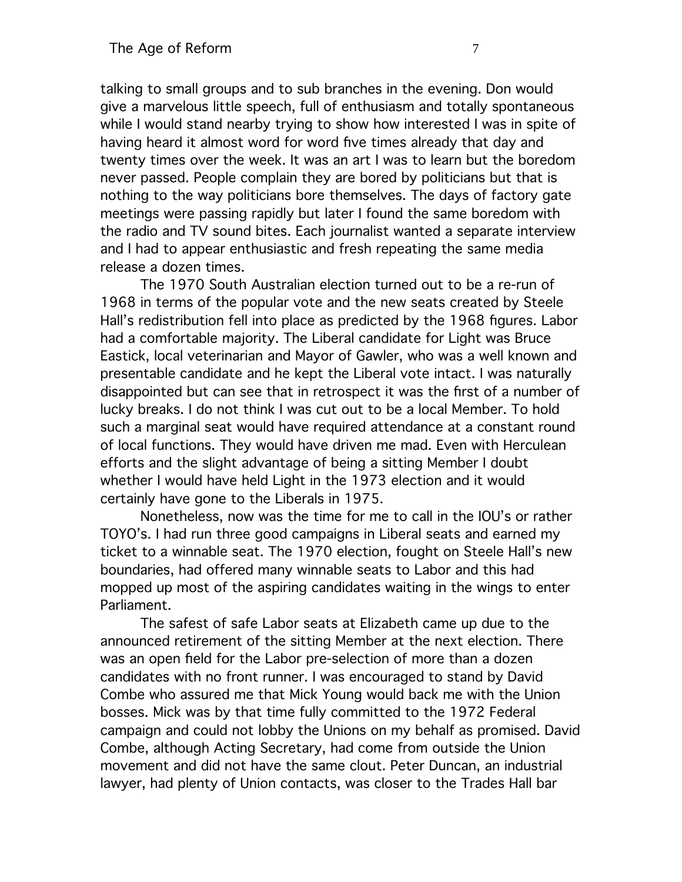talking to small groups and to sub branches in the evening. Don would give a marvelous little speech, full of enthusiasm and totally spontaneous while I would stand nearby trying to show how interested I was in spite of having heard it almost word for word five times already that day and twenty times over the week. It was an art I was to learn but the boredom never passed. People complain they are bored by politicians but that is nothing to the way politicians bore themselves. The days of factory gate meetings were passing rapidly but later I found the same boredom with the radio and TV sound bites. Each journalist wanted a separate interview and I had to appear enthusiastic and fresh repeating the same media release a dozen times.

The 1970 South Australian election turned out to be a re-run of 1968 in terms of the popular vote and the new seats created by Steele Hall's redistribution fell into place as predicted by the 1968 figures. Labor had a comfortable majority. The Liberal candidate for Light was Bruce Eastick, local veterinarian and Mayor of Gawler, who was a well known and presentable candidate and he kept the Liberal vote intact. I was naturally disappointed but can see that in retrospect it was the first of a number of lucky breaks. I do not think I was cut out to be a local Member. To hold such a marginal seat would have required attendance at a constant round of local functions. They would have driven me mad. Even with Herculean efforts and the slight advantage of being a sitting Member I doubt whether I would have held Light in the 1973 election and it would certainly have gone to the Liberals in 1975.

Nonetheless, now was the time for me to call in the IOU's or rather TOYO's. I had run three good campaigns in Liberal seats and earned my ticket to a winnable seat. The 1970 election, fought on Steele Hall's new boundaries, had offered many winnable seats to Labor and this had mopped up most of the aspiring candidates waiting in the wings to enter Parliament.

The safest of safe Labor seats at Elizabeth came up due to the announced retirement of the sitting Member at the next election. There was an open field for the Labor pre-selection of more than a dozen candidates with no front runner. I was encouraged to stand by David Combe who assured me that Mick Young would back me with the Union bosses. Mick was by that time fully committed to the 1972 Federal campaign and could not lobby the Unions on my behalf as promised. David Combe, although Acting Secretary, had come from outside the Union movement and did not have the same clout. Peter Duncan, an industrial lawyer, had plenty of Union contacts, was closer to the Trades Hall bar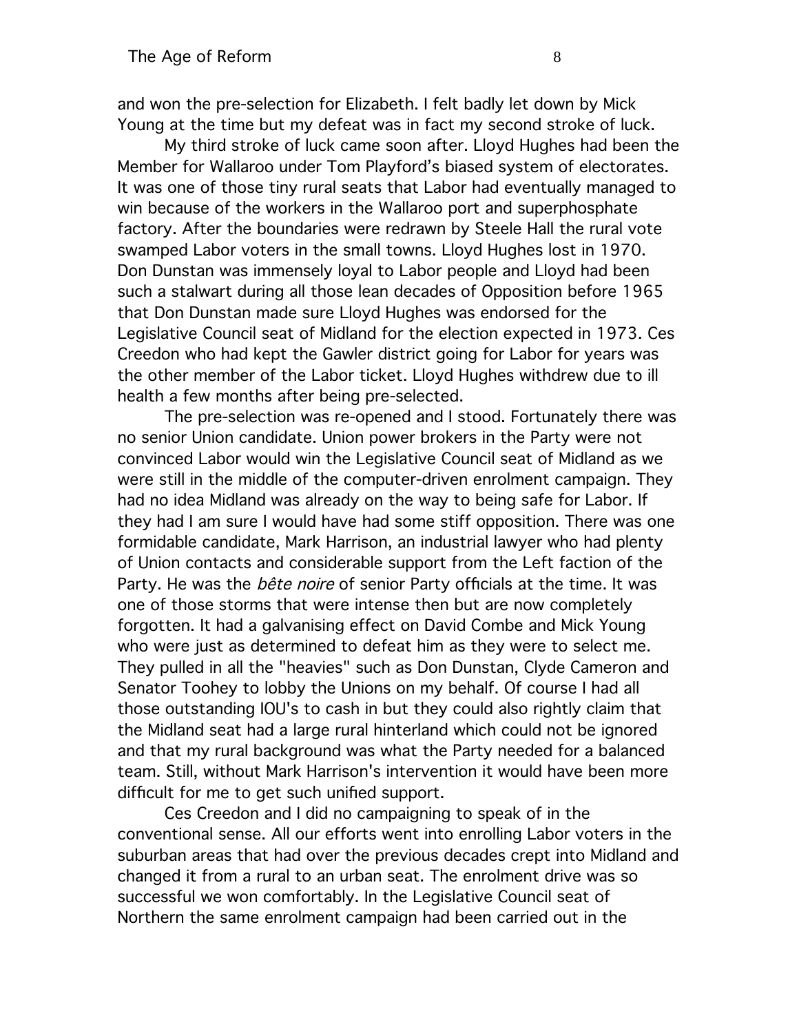and won the pre-selection for Elizabeth. I felt badly let down by Mick Young at the time but my defeat was in fact my second stroke of luck.

My third stroke of luck came soon after. Lloyd Hughes had been the Member for Wallaroo under Tom Playford's biased system of electorates. It was one of those tiny rural seats that Labor had eventually managed to win because of the workers in the Wallaroo port and superphosphate factory. After the boundaries were redrawn by Steele Hall the rural vote swamped Labor voters in the small towns. Lloyd Hughes lost in 1970. Don Dunstan was immensely loyal to Labor people and Lloyd had been such a stalwart during all those lean decades of Opposition before 1965 that Don Dunstan made sure Lloyd Hughes was endorsed for the Legislative Council seat of Midland for the election expected in 1973. Ces Creedon who had kept the Gawler district going for Labor for years was the other member of the Labor ticket. Lloyd Hughes withdrew due to ill health a few months after being pre-selected.

The pre-selection was re-opened and I stood. Fortunately there was no senior Union candidate. Union power brokers in the Party were not convinced Labor would win the Legislative Council seat of Midland as we were still in the middle of the computer-driven enrolment campaign. They had no idea Midland was already on the way to being safe for Labor. If they had I am sure I would have had some stiff opposition. There was one formidable candidate, Mark Harrison, an industrial lawyer who had plenty of Union contacts and considerable support from the Left faction of the Party. He was the *bête noire* of senior Party officials at the time. It was one of those storms that were intense then but are now completely forgotten. It had a galvanising effect on David Combe and Mick Young who were just as determined to defeat him as they were to select me. They pulled in all the "heavies" such as Don Dunstan, Clyde Cameron and Senator Toohey to lobby the Unions on my behalf. Of course I had all those outstanding IOU's to cash in but they could also rightly claim that the Midland seat had a large rural hinterland which could not be ignored and that my rural background was what the Party needed for a balanced team. Still, without Mark Harrison's intervention it would have been more difficult for me to get such unified support.

Ces Creedon and I did no campaigning to speak of in the conventional sense. All our efforts went into enrolling Labor voters in the suburban areas that had over the previous decades crept into Midland and changed it from a rural to an urban seat. The enrolment drive was so successful we won comfortably. In the Legislative Council seat of Northern the same enrolment campaign had been carried out in the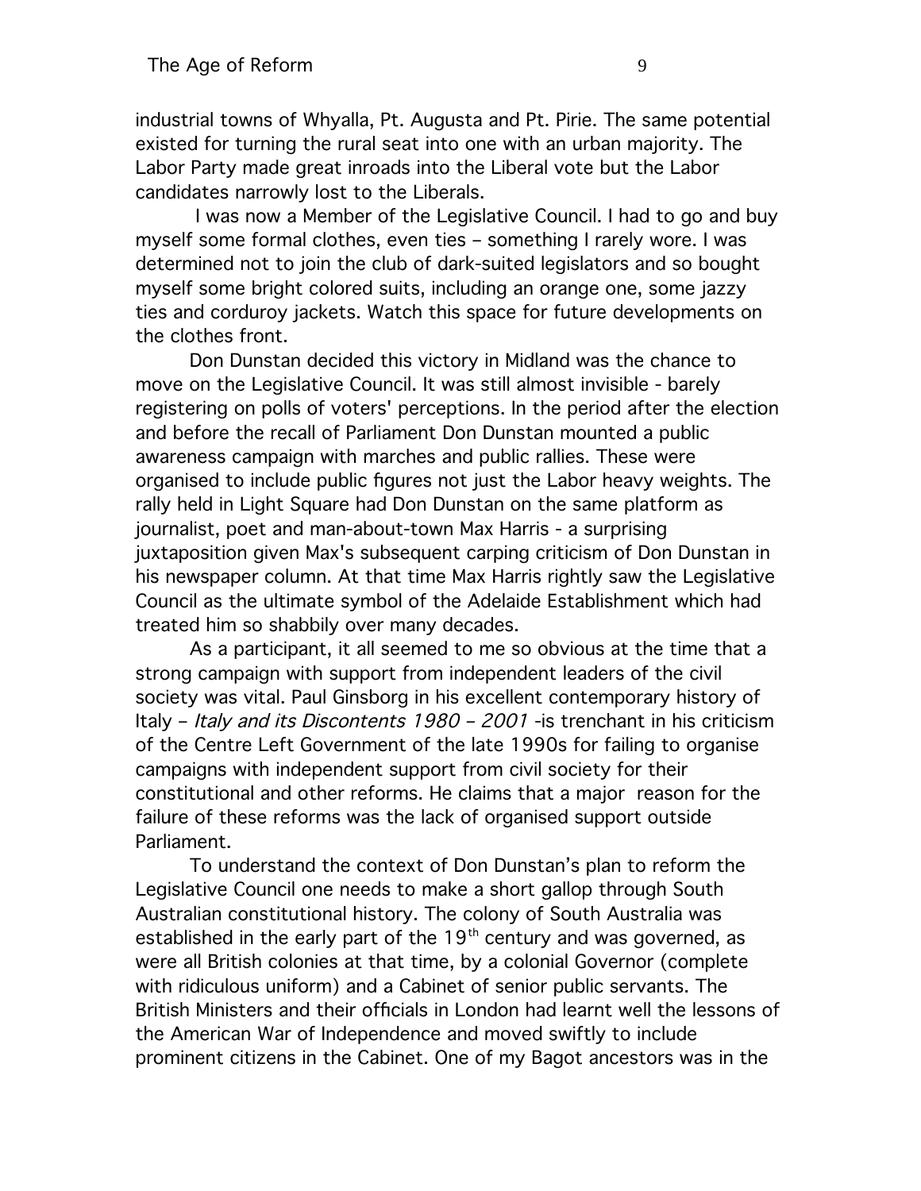industrial towns of Whyalla, Pt. Augusta and Pt. Pirie. The same potential existed for turning the rural seat into one with an urban majority. The Labor Party made great inroads into the Liberal vote but the Labor candidates narrowly lost to the Liberals.

I was now a Member of the Legislative Council. I had to go and buy myself some formal clothes, even ties – something I rarely wore. I was determined not to join the club of dark-suited legislators and so bought myself some bright colored suits, including an orange one, some jazzy ties and corduroy jackets. Watch this space for future developments on the clothes front.

Don Dunstan decided this victory in Midland was the chance to move on the Legislative Council. It was still almost invisible - barely registering on polls of voters' perceptions. In the period after the election and before the recall of Parliament Don Dunstan mounted a public awareness campaign with marches and public rallies. These were organised to include public figures not just the Labor heavy weights. The rally held in Light Square had Don Dunstan on the same platform as journalist, poet and man-about-town Max Harris - a surprising juxtaposition given Max's subsequent carping criticism of Don Dunstan in his newspaper column. At that time Max Harris rightly saw the Legislative Council as the ultimate symbol of the Adelaide Establishment which had treated him so shabbily over many decades.

As a participant, it all seemed to me so obvious at the time that a strong campaign with support from independent leaders of the civil society was vital. Paul Ginsborg in his excellent contemporary history of Italy – *Italy and its Discontents 1980 – 2001* -is trenchant in his criticism of the Centre Left Government of the late 1990s for failing to organise campaigns with independent support from civil society for their constitutional and other reforms. He claims that a major reason for the failure of these reforms was the lack of organised support outside Parliament.

To understand the context of Don Dunstan's plan to reform the Legislative Council one needs to make a short gallop through South Australian constitutional history. The colony of South Australia was established in the early part of the 19th century and was governed, as were all British colonies at that time, by a colonial Governor (complete with ridiculous uniform) and a Cabinet of senior public servants. The British Ministers and their officials in London had learnt well the lessons of the American War of Independence and moved swiftly to include prominent citizens in the Cabinet. One of my Bagot ancestors was in the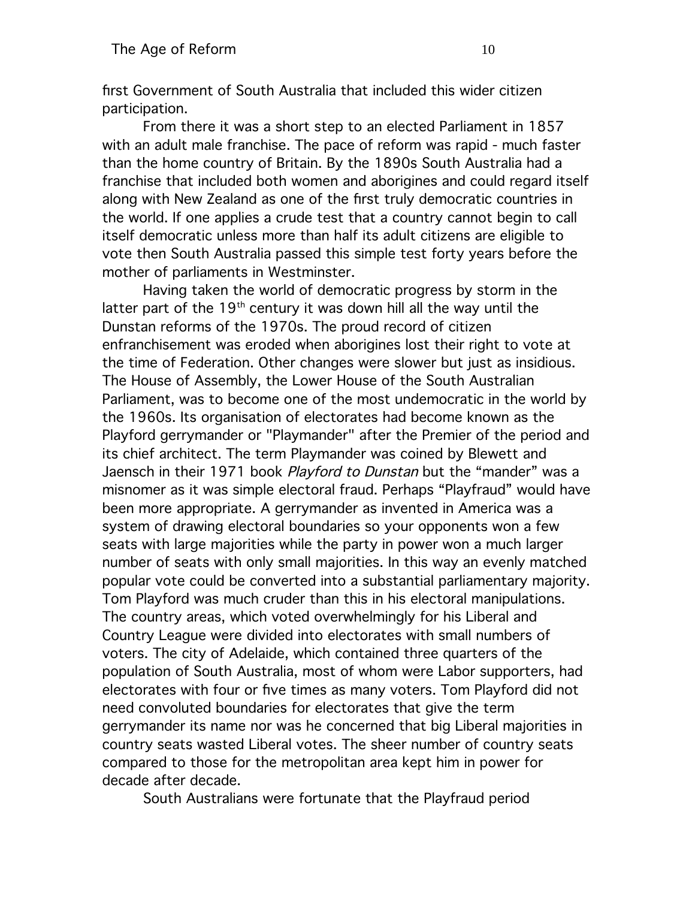first Government of South Australia that included this wider citizen participation.

From there it was a short step to an elected Parliament in 1857 with an adult male franchise. The pace of reform was rapid - much faster than the home country of Britain. By the 1890s South Australia had a franchise that included both women and aborigines and could regard itself along with New Zealand as one of the first truly democratic countries in the world. If one applies a crude test that a country cannot begin to call itself democratic unless more than half its adult citizens are eligible to vote then South Australia passed this simple test forty years before the mother of parliaments in Westminster.

Having taken the world of democratic progress by storm in the latter part of the 19th century it was down hill all the way until the Dunstan reforms of the 1970s. The proud record of citizen enfranchisement was eroded when aborigines lost their right to vote at the time of Federation. Other changes were slower but just as insidious. The House of Assembly, the Lower House of the South Australian Parliament, was to become one of the most undemocratic in the world by the 1960s. Its organisation of electorates had become known as the Playford gerrymander or "Playmander" after the Premier of the period and its chief architect. The term Playmander was coined by Blewett and Jaensch in their 1971 book *Playford to Dunstan* but the “mander” was a misnomer as it was simple electoral fraud. Perhaps “Playfraud” would have been more appropriate. A gerrymander as invented in America was a system of drawing electoral boundaries so your opponents won a few seats with large majorities while the party in power won a much larger number of seats with only small majorities. In this way an evenly matched popular vote could be converted into a substantial parliamentary majority. Tom Playford was much cruder than this in his electoral manipulations. The country areas, which voted overwhelmingly for his Liberal and Country League were divided into electorates with small numbers of voters. The city of Adelaide, which contained three quarters of the population of South Australia, most of whom were Labor supporters, had electorates with four or five times as many voters. Tom Playford did not need convoluted boundaries for electorates that give the term gerrymander its name nor was he concerned that big Liberal majorities in country seats wasted Liberal votes. The sheer number of country seats compared to those for the metropolitan area kept him in power for decade after decade.

South Australians were fortunate that the Playfraud period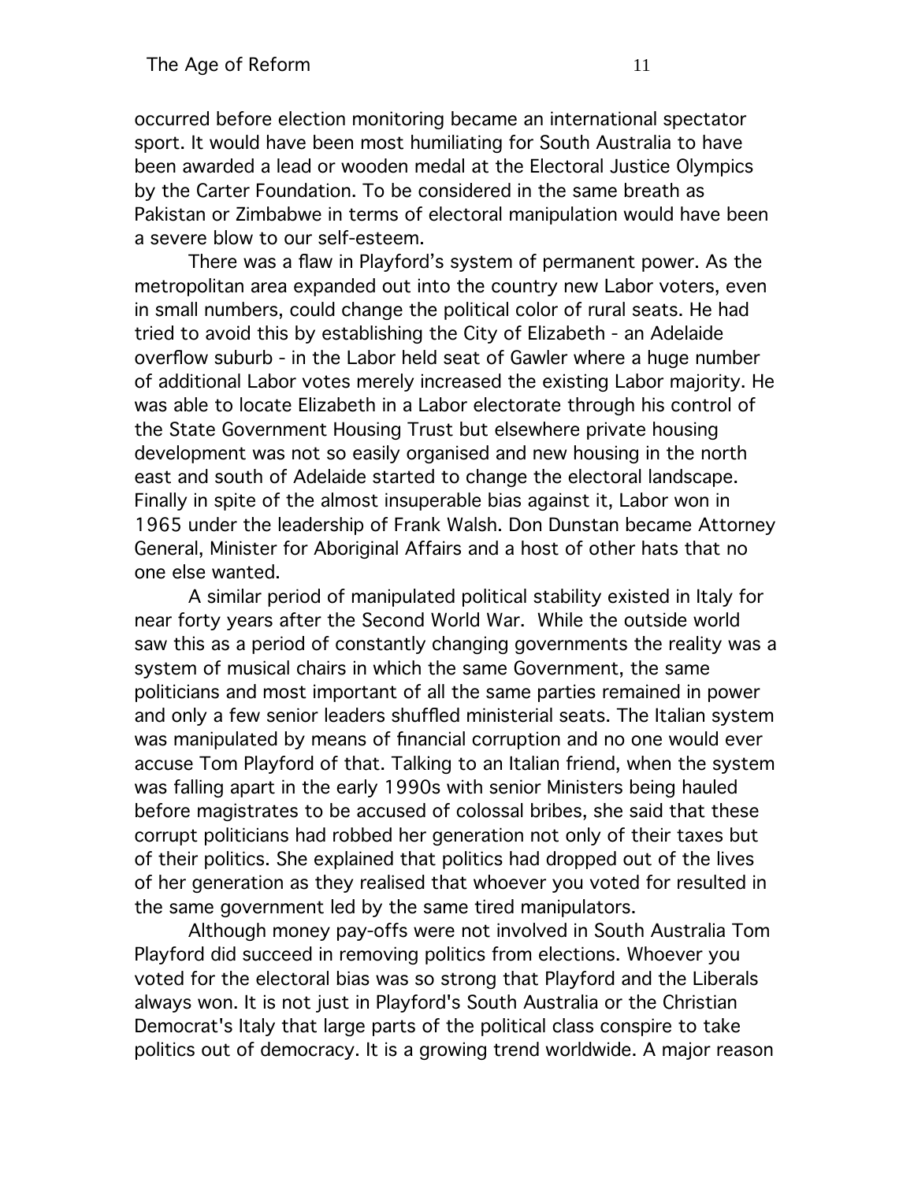occurred before election monitoring became an international spectator sport. It would have been most humiliating for South Australia to have been awarded a lead or wooden medal at the Electoral Justice Olympics by the Carter Foundation. To be considered in the same breath as Pakistan or Zimbabwe in terms of electoral manipulation would have been a severe blow to our self-esteem.

There was a flaw in Playford's system of permanent power. As the metropolitan area expanded out into the country new Labor voters, even in small numbers, could change the political color of rural seats. He had tried to avoid this by establishing the City of Elizabeth - an Adelaide overflow suburb - in the Labor held seat of Gawler where a huge number of additional Labor votes merely increased the existing Labor majority. He was able to locate Elizabeth in a Labor electorate through his control of the State Government Housing Trust but elsewhere private housing development was not so easily organised and new housing in the north east and south of Adelaide started to change the electoral landscape. Finally in spite of the almost insuperable bias against it, Labor won in 1965 under the leadership of Frank Walsh. Don Dunstan became Attorney General, Minister for Aboriginal Affairs and a host of other hats that no one else wanted.

A similar period of manipulated political stability existed in Italy for near forty years after the Second World War. While the outside world saw this as a period of constantly changing governments the reality was a system of musical chairs in which the same Government, the same politicians and most important of all the same parties remained in power and only a few senior leaders shuffled ministerial seats. The Italian system was manipulated by means of financial corruption and no one would ever accuse Tom Playford of that. Talking to an Italian friend, when the system was falling apart in the early 1990s with senior Ministers being hauled before magistrates to be accused of colossal bribes, she said that these corrupt politicians had robbed her generation not only of their taxes but of their politics. She explained that politics had dropped out of the lives of her generation as they realised that whoever you voted for resulted in the same government led by the same tired manipulators.

Although money pay-offs were not involved in South Australia Tom Playford did succeed in removing politics from elections. Whoever you voted for the electoral bias was so strong that Playford and the Liberals always won. It is not just in Playford's South Australia or the Christian Democrat's Italy that large parts of the political class conspire to take politics out of democracy. It is a growing trend worldwide. A major reason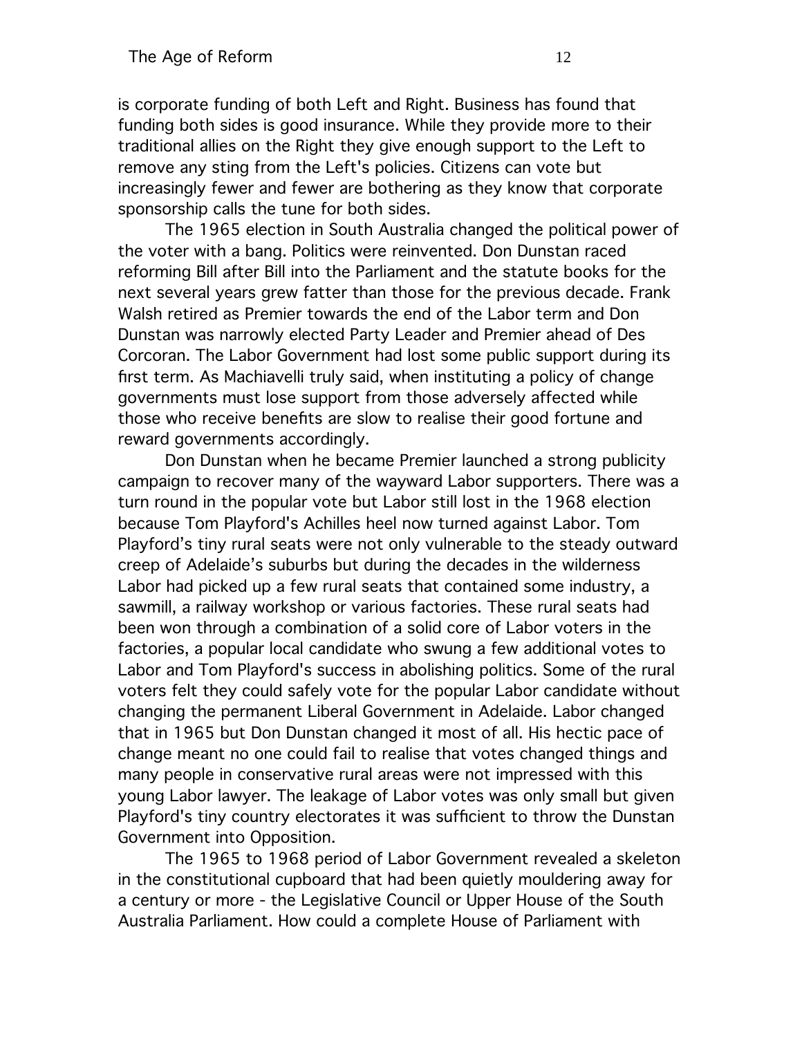is corporate funding of both Left and Right. Business has found that funding both sides is good insurance. While they provide more to their traditional allies on the Right they give enough support to the Left to remove any sting from the Left's policies. Citizens can vote but increasingly fewer and fewer are bothering as they know that corporate sponsorship calls the tune for both sides.

The 1965 election in South Australia changed the political power of the voter with a bang. Politics were reinvented. Don Dunstan raced reforming Bill after Bill into the Parliament and the statute books for the next several years grew fatter than those for the previous decade. Frank Walsh retired as Premier towards the end of the Labor term and Don Dunstan was narrowly elected Party Leader and Premier ahead of Des Corcoran. The Labor Government had lost some public support during its first term. As Machiavelli truly said, when instituting a policy of change governments must lose support from those adversely affected while those who receive benefits are slow to realise their good fortune and reward governments accordingly.

Don Dunstan when he became Premier launched a strong publicity campaign to recover many of the wayward Labor supporters. There was a turn round in the popular vote but Labor still lost in the 1968 election because Tom Playford's Achilles heel now turned against Labor. Tom Playford's tiny rural seats were not only vulnerable to the steady outward creep of Adelaide's suburbs but during the decades in the wilderness Labor had picked up a few rural seats that contained some industry, a sawmill, a railway workshop or various factories. These rural seats had been won through a combination of a solid core of Labor voters in the factories, a popular local candidate who swung a few additional votes to Labor and Tom Playford's success in abolishing politics. Some of the rural voters felt they could safely vote for the popular Labor candidate without changing the permanent Liberal Government in Adelaide. Labor changed that in 1965 but Don Dunstan changed it most of all. His hectic pace of change meant no one could fail to realise that votes changed things and many people in conservative rural areas were not impressed with this young Labor lawyer. The leakage of Labor votes was only small but given Playford's tiny country electorates it was sufficient to throw the Dunstan Government into Opposition.

The 1965 to 1968 period of Labor Government revealed a skeleton in the constitutional cupboard that had been quietly mouldering away for a century or more - the Legislative Council or Upper House of the South Australia Parliament. How could a complete House of Parliament with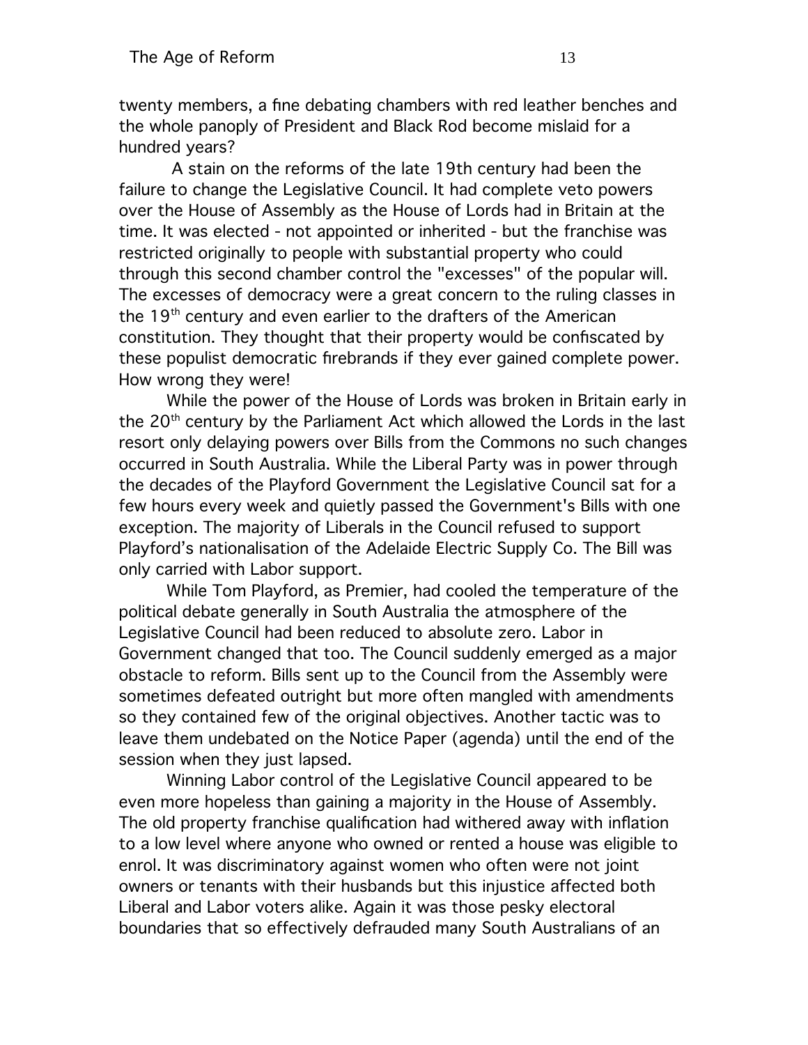twenty members, a fine debating chambers with red leather benches and the whole panoply of President and Black Rod become mislaid for a hundred years?

A stain on the reforms of the late 19th century had been the failure to change the Legislative Council. It had complete veto powers over the House of Assembly as the House of Lords had in Britain at the time. It was elected - not appointed or inherited - but the franchise was restricted originally to people with substantial property who could through this second chamber control the "excesses" of the popular will. The excesses of democracy were a great concern to the ruling classes in the 19th century and even earlier to the drafters of the American constitution. They thought that their property would be confiscated by these populist democratic firebrands if they ever gained complete power. How wrong they were!

While the power of the House of Lords was broken in Britain early in the 20th century by the Parliament Act which allowed the Lords in the last resort only delaying powers over Bills from the Commons no such changes occurred in South Australia. While the Liberal Party was in power through the decades of the Playford Government the Legislative Council sat for a few hours every week and quietly passed the Government's Bills with one exception. The majority of Liberals in the Council refused to support Playford's nationalisation of the Adelaide Electric Supply Co. The Bill was only carried with Labor support.

While Tom Playford, as Premier, had cooled the temperature of the political debate generally in South Australia the atmosphere of the Legislative Council had been reduced to absolute zero. Labor in Government changed that too. The Council suddenly emerged as a major obstacle to reform. Bills sent up to the Council from the Assembly were sometimes defeated outright but more often mangled with amendments so they contained few of the original objectives. Another tactic was to leave them undebated on the Notice Paper (agenda) until the end of the session when they just lapsed.

Winning Labor control of the Legislative Council appeared to be even more hopeless than gaining a majority in the House of Assembly. The old property franchise qualification had withered away with inflation to a low level where anyone who owned or rented a house was eligible to enrol. It was discriminatory against women who often were not joint owners or tenants with their husbands but this injustice affected both Liberal and Labor voters alike. Again it was those pesky electoral boundaries that so effectively defrauded many South Australians of an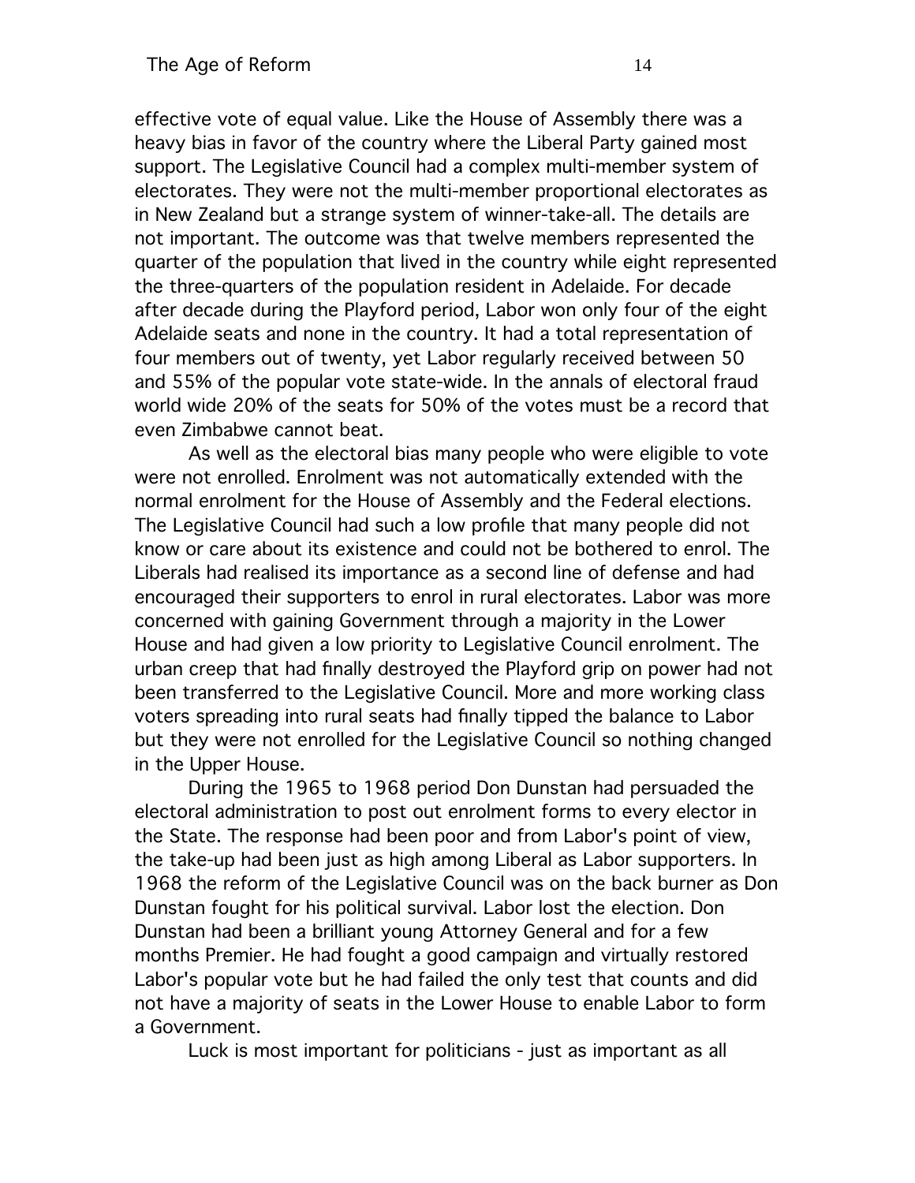effective vote of equal value. Like the House of Assembly there was a heavy bias in favor of the country where the Liberal Party gained most support. The Legislative Council had a complex multi-member system of electorates. They were not the multi-member proportional electorates as in New Zealand but a strange system of winner-take-all. The details are not important. The outcome was that twelve members represented the quarter of the population that lived in the country while eight represented the three-quarters of the population resident in Adelaide. For decade after decade during the Playford period, Labor won only four of the eight Adelaide seats and none in the country. It had a total representation of four members out of twenty, yet Labor regularly received between 50 and 55% of the popular vote state-wide. In the annals of electoral fraud world wide 20% of the seats for 50% of the votes must be a record that even Zimbabwe cannot beat.

As well as the electoral bias many people who were eligible to vote were not enrolled. Enrolment was not automatically extended with the normal enrolment for the House of Assembly and the Federal elections. The Legislative Council had such a low profile that many people did not know or care about its existence and could not be bothered to enrol. The Liberals had realised its importance as a second line of defense and had encouraged their supporters to enrol in rural electorates. Labor was more concerned with gaining Government through a majority in the Lower House and had given a low priority to Legislative Council enrolment. The urban creep that had finally destroyed the Playford grip on power had not been transferred to the Legislative Council. More and more working class voters spreading into rural seats had finally tipped the balance to Labor but they were not enrolled for the Legislative Council so nothing changed in the Upper House.

During the 1965 to 1968 period Don Dunstan had persuaded the electoral administration to post out enrolment forms to every elector in the State. The response had been poor and from Labor's point of view, the take-up had been just as high among Liberal as Labor supporters. In 1968 the reform of the Legislative Council was on the back burner as Don Dunstan fought for his political survival. Labor lost the election. Don Dunstan had been a brilliant young Attorney General and for a few months Premier. He had fought a good campaign and virtually restored Labor's popular vote but he had failed the only test that counts and did not have a majority of seats in the Lower House to enable Labor to form a Government.

Luck is most important for politicians - just as important as all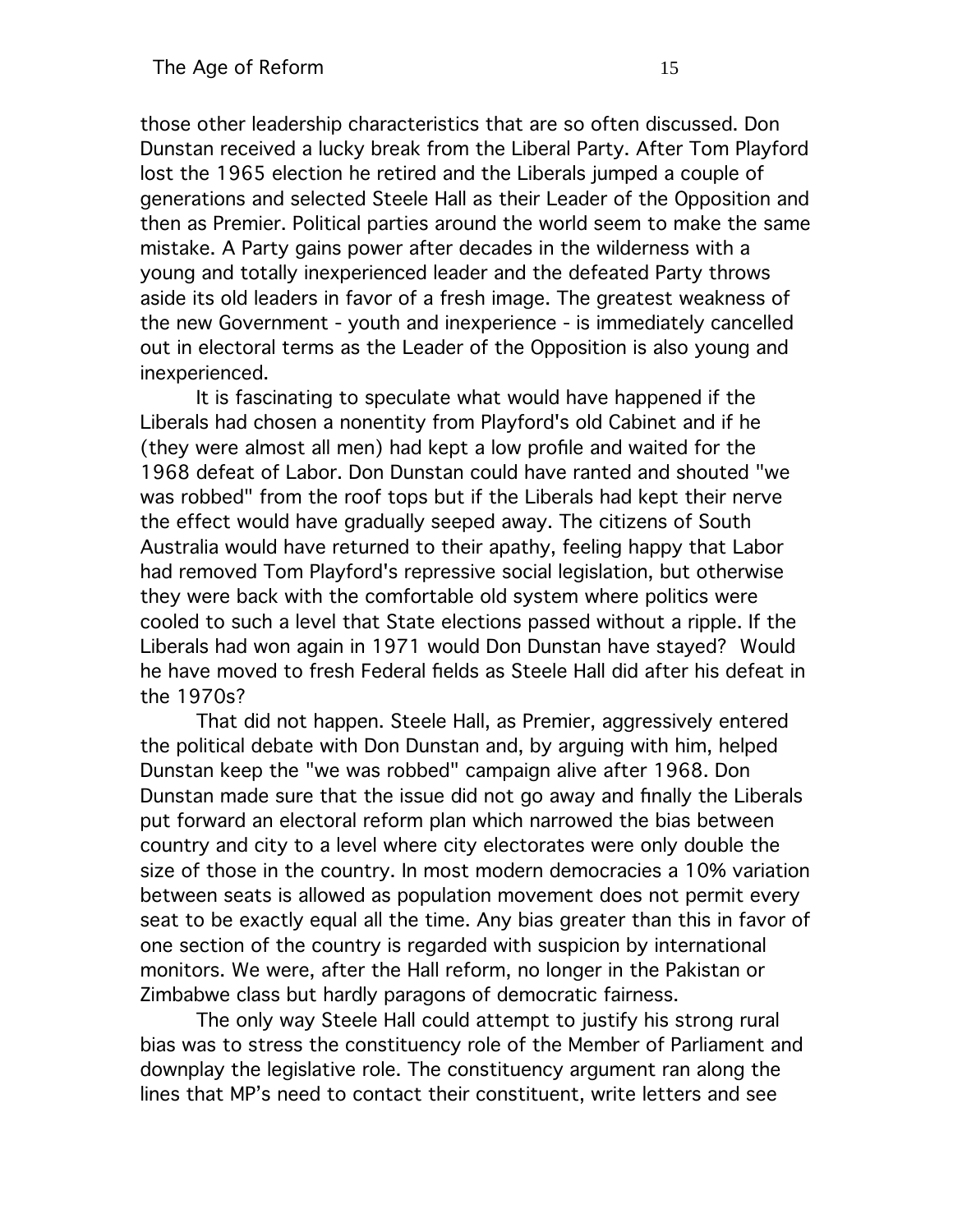those other leadership characteristics that are so often discussed. Don Dunstan received a lucky break from the Liberal Party. After Tom Playford lost the 1965 election he retired and the Liberals jumped a couple of generations and selected Steele Hall as their Leader of the Opposition and then as Premier. Political parties around the world seem to make the same mistake. A Party gains power after decades in the wilderness with a young and totally inexperienced leader and the defeated Party throws aside its old leaders in favor of a fresh image. The greatest weakness of the new Government - youth and inexperience - is immediately cancelled out in electoral terms as the Leader of the Opposition is also young and inexperienced.

It is fascinating to speculate what would have happened if the Liberals had chosen a nonentity from Playford's old Cabinet and if he (they were almost all men) had kept a low profile and waited for the 1968 defeat of Labor. Don Dunstan could have ranted and shouted "we was robbed" from the roof tops but if the Liberals had kept their nerve the effect would have gradually seeped away. The citizens of South Australia would have returned to their apathy, feeling happy that Labor had removed Tom Playford's repressive social legislation, but otherwise they were back with the comfortable old system where politics were cooled to such a level that State elections passed without a ripple. If the Liberals had won again in 1971 would Don Dunstan have stayed? Would he have moved to fresh Federal fields as Steele Hall did after his defeat in the 1970s?

That did not happen. Steele Hall, as Premier, aggressively entered the political debate with Don Dunstan and, by arguing with him, helped Dunstan keep the "we was robbed" campaign alive after 1968. Don Dunstan made sure that the issue did not go away and finally the Liberals put forward an electoral reform plan which narrowed the bias between country and city to a level where city electorates were only double the size of those in the country. In most modern democracies a 10% variation between seats is allowed as population movement does not permit every seat to be exactly equal all the time. Any bias greater than this in favor of one section of the country is regarded with suspicion by international monitors. We were, after the Hall reform, no longer in the Pakistan or Zimbabwe class but hardly paragons of democratic fairness.

The only way Steele Hall could attempt to justify his strong rural bias was to stress the constituency role of the Member of Parliament and downplay the legislative role. The constituency argument ran along the lines that MP's need to contact their constituent, write letters and see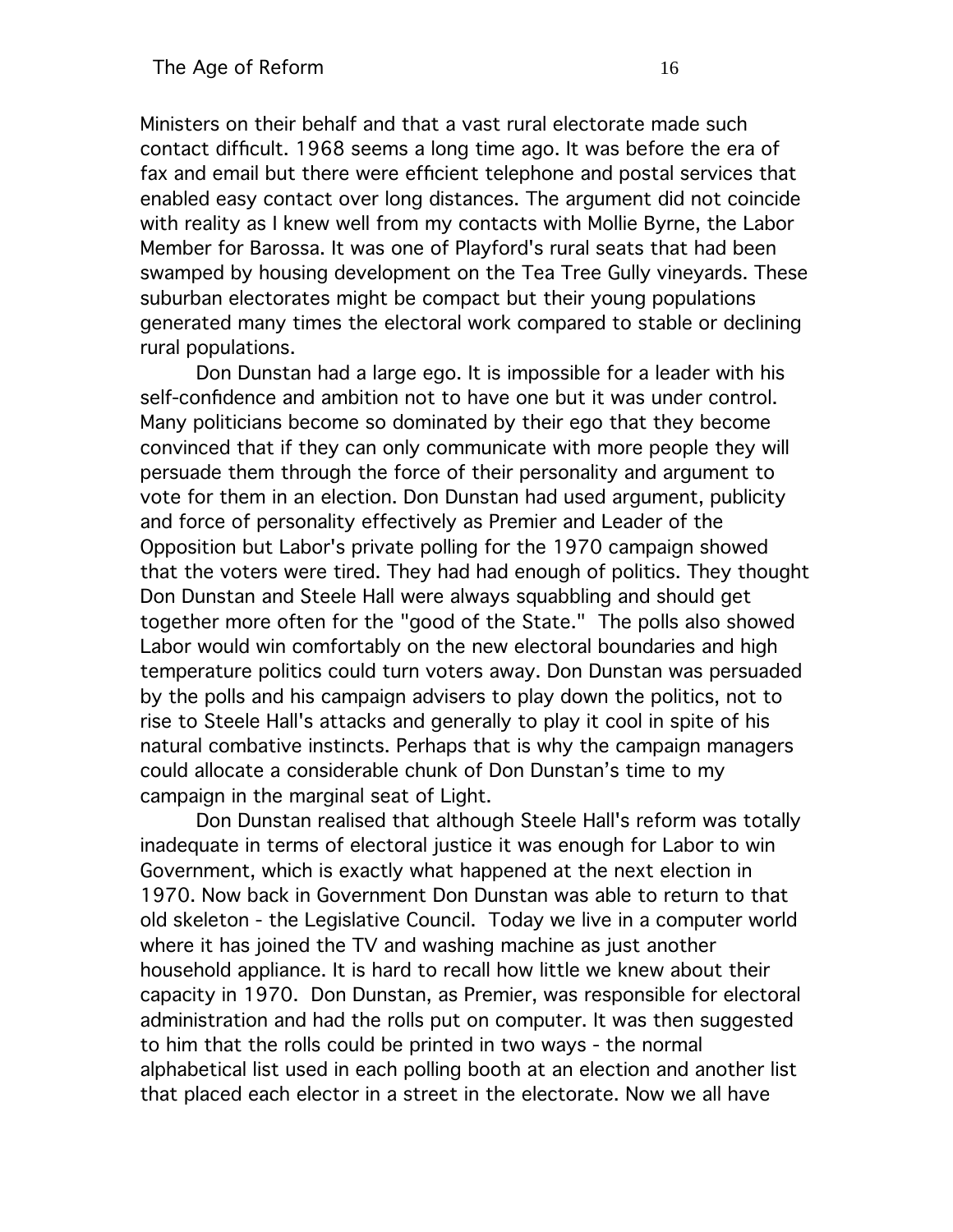Ministers on their behalf and that a vast rural electorate made such contact difficult. 1968 seems a long time ago. It was before the era of fax and email but there were efficient telephone and postal services that enabled easy contact over long distances. The argument did not coincide with reality as I knew well from my contacts with Mollie Byrne, the Labor Member for Barossa. It was one of Playford's rural seats that had been swamped by housing development on the Tea Tree Gully vineyards. These suburban electorates might be compact but their young populations generated many times the electoral work compared to stable or declining rural populations.

Don Dunstan had a large ego. It is impossible for a leader with his self-confidence and ambition not to have one but it was under control. Many politicians become so dominated by their ego that they become convinced that if they can only communicate with more people they will persuade them through the force of their personality and argument to vote for them in an election. Don Dunstan had used argument, publicity and force of personality effectively as Premier and Leader of the Opposition but Labor's private polling for the 1970 campaign showed that the voters were tired. They had had enough of politics. They thought Don Dunstan and Steele Hall were always squabbling and should get together more often for the "good of the State." The polls also showed Labor would win comfortably on the new electoral boundaries and high temperature politics could turn voters away. Don Dunstan was persuaded by the polls and his campaign advisers to play down the politics, not to rise to Steele Hall's attacks and generally to play it cool in spite of his natural combative instincts. Perhaps that is why the campaign managers could allocate a considerable chunk of Don Dunstan's time to my campaign in the marginal seat of Light.

Don Dunstan realised that although Steele Hall's reform was totally inadequate in terms of electoral justice it was enough for Labor to win Government, which is exactly what happened at the next election in 1970. Now back in Government Don Dunstan was able to return to that old skeleton - the Legislative Council. Today we live in a computer world where it has joined the TV and washing machine as just another household appliance. It is hard to recall how little we knew about their capacity in 1970. Don Dunstan, as Premier, was responsible for electoral administration and had the rolls put on computer. It was then suggested to him that the rolls could be printed in two ways - the normal alphabetical list used in each polling booth at an election and another list that placed each elector in a street in the electorate. Now we all have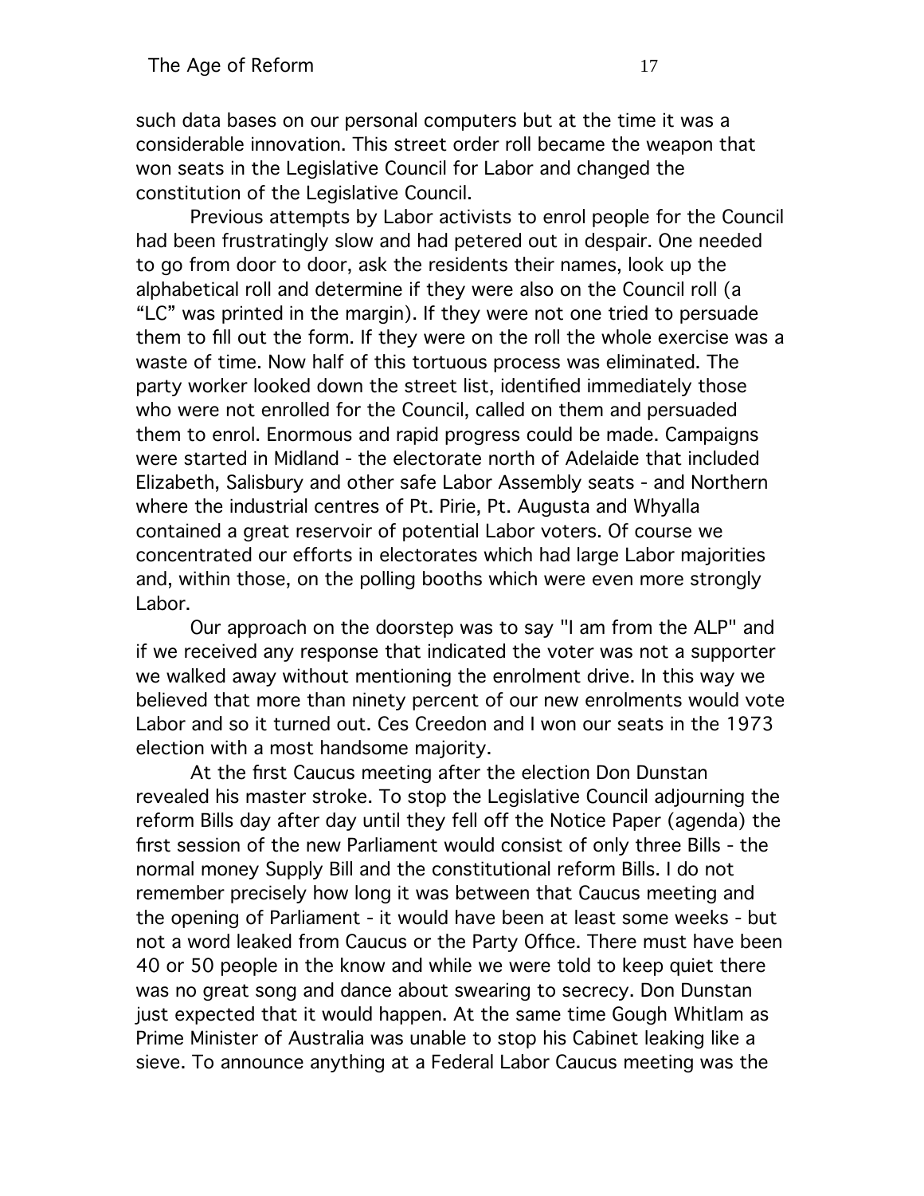such data bases on our personal computers but at the time it was a considerable innovation. This street order roll became the weapon that won seats in the Legislative Council for Labor and changed the constitution of the Legislative Council.

Previous attempts by Labor activists to enrol people for the Council had been frustratingly slow and had petered out in despair. One needed to go from door to door, ask the residents their names, look up the alphabetical roll and determine if they were also on the Council roll (a "LC" was printed in the margin). If they were not one tried to persuade them to fill out the form. If they were on the roll the whole exercise was a waste of time. Now half of this tortuous process was eliminated. The party worker looked down the street list, identified immediately those who were not enrolled for the Council, called on them and persuaded them to enrol. Enormous and rapid progress could be made. Campaigns were started in Midland - the electorate north of Adelaide that included Elizabeth, Salisbury and other safe Labor Assembly seats - and Northern where the industrial centres of Pt. Pirie, Pt. Augusta and Whyalla contained a great reservoir of potential Labor voters. Of course we concentrated our efforts in electorates which had large Labor majorities and, within those, on the polling booths which were even more strongly Labor.

Our approach on the doorstep was to say "I am from the ALP" and if we received any response that indicated the voter was not a supporter we walked away without mentioning the enrolment drive. In this way we believed that more than ninety percent of our new enrolments would vote Labor and so it turned out. Ces Creedon and I won our seats in the 1973 election with a most handsome majority.

At the first Caucus meeting after the election Don Dunstan revealed his master stroke. To stop the Legislative Council adjourning the reform Bills day after day until they fell off the Notice Paper (agenda) the first session of the new Parliament would consist of only three Bills - the normal money Supply Bill and the constitutional reform Bills. I do not remember precisely how long it was between that Caucus meeting and the opening of Parliament - it would have been at least some weeks - but not a word leaked from Caucus or the Party Office. There must have been 40 or 50 people in the know and while we were told to keep quiet there was no great song and dance about swearing to secrecy. Don Dunstan just expected that it would happen. At the same time Gough Whitlam as Prime Minister of Australia was unable to stop his Cabinet leaking like a sieve. To announce anything at a Federal Labor Caucus meeting was the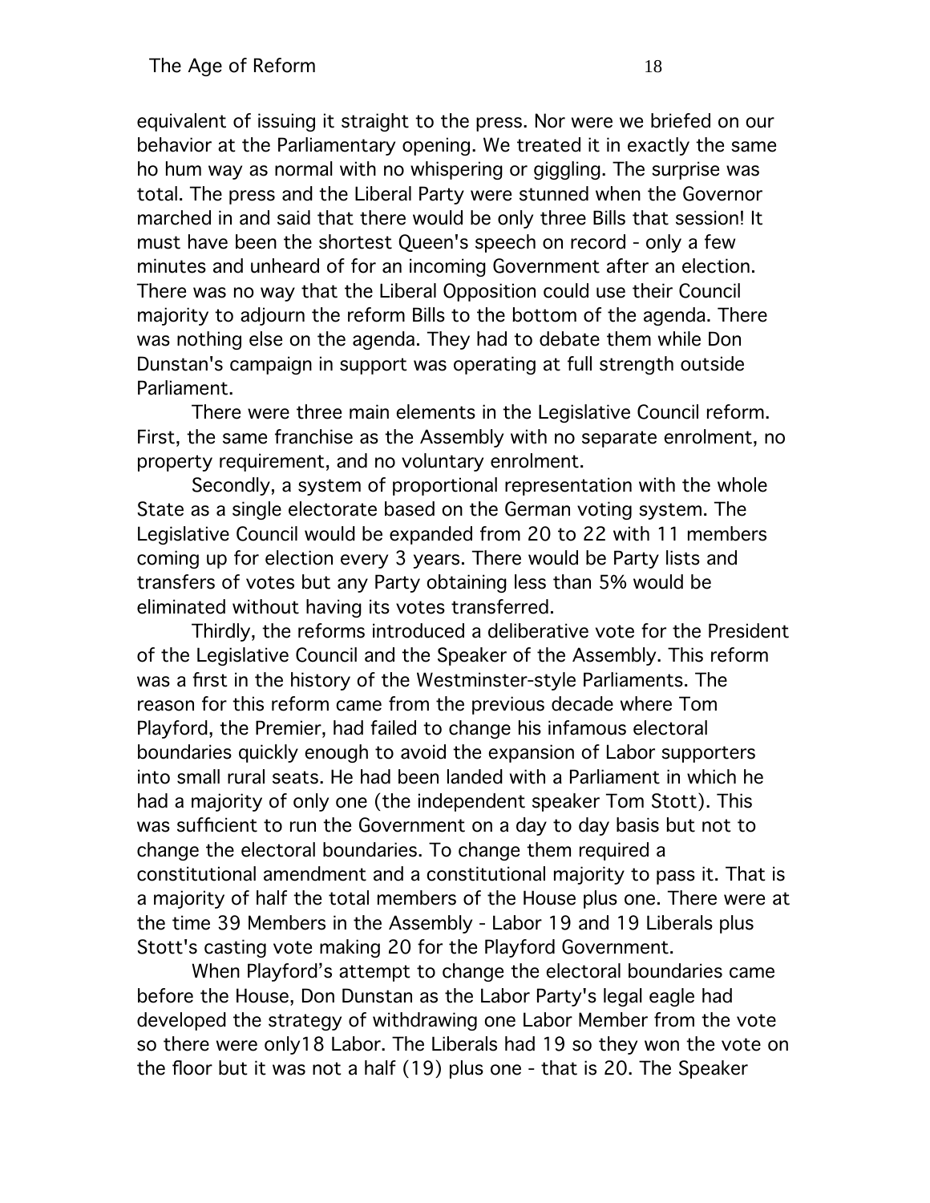equivalent of issuing it straight to the press. Nor were we briefed on our behavior at the Parliamentary opening. We treated it in exactly the same ho hum way as normal with no whispering or giggling. The surprise was total. The press and the Liberal Party were stunned when the Governor marched in and said that there would be only three Bills that session! It must have been the shortest Queen's speech on record - only a few minutes and unheard of for an incoming Government after an election. There was no way that the Liberal Opposition could use their Council majority to adjourn the reform Bills to the bottom of the agenda. There was nothing else on the agenda. They had to debate them while Don Dunstan's campaign in support was operating at full strength outside Parliament.

There were three main elements in the Legislative Council reform. First, the same franchise as the Assembly with no separate enrolment, no property requirement, and no voluntary enrolment.

Secondly, a system of proportional representation with the whole State as a single electorate based on the German voting system. The Legislative Council would be expanded from 20 to 22 with 11 members coming up for election every 3 years. There would be Party lists and transfers of votes but any Party obtaining less than 5% would be eliminated without having its votes transferred.

Thirdly, the reforms introduced a deliberative vote for the President of the Legislative Council and the Speaker of the Assembly. This reform was a first in the history of the Westminster-style Parliaments. The reason for this reform came from the previous decade where Tom Playford, the Premier, had failed to change his infamous electoral boundaries quickly enough to avoid the expansion of Labor supporters into small rural seats. He had been landed with a Parliament in which he had a majority of only one (the independent speaker Tom Stott). This was sufficient to run the Government on a day to day basis but not to change the electoral boundaries. To change them required a constitutional amendment and a constitutional majority to pass it. That is a majority of half the total members of the House plus one. There were at the time 39 Members in the Assembly - Labor 19 and 19 Liberals plus Stott's casting vote making 20 for the Playford Government.

When Playford's attempt to change the electoral boundaries came before the House, Don Dunstan as the Labor Party's legal eagle had developed the strategy of withdrawing one Labor Member from the vote so there were only18 Labor. The Liberals had 19 so they won the vote on the floor but it was not a half (19) plus one - that is 20. The Speaker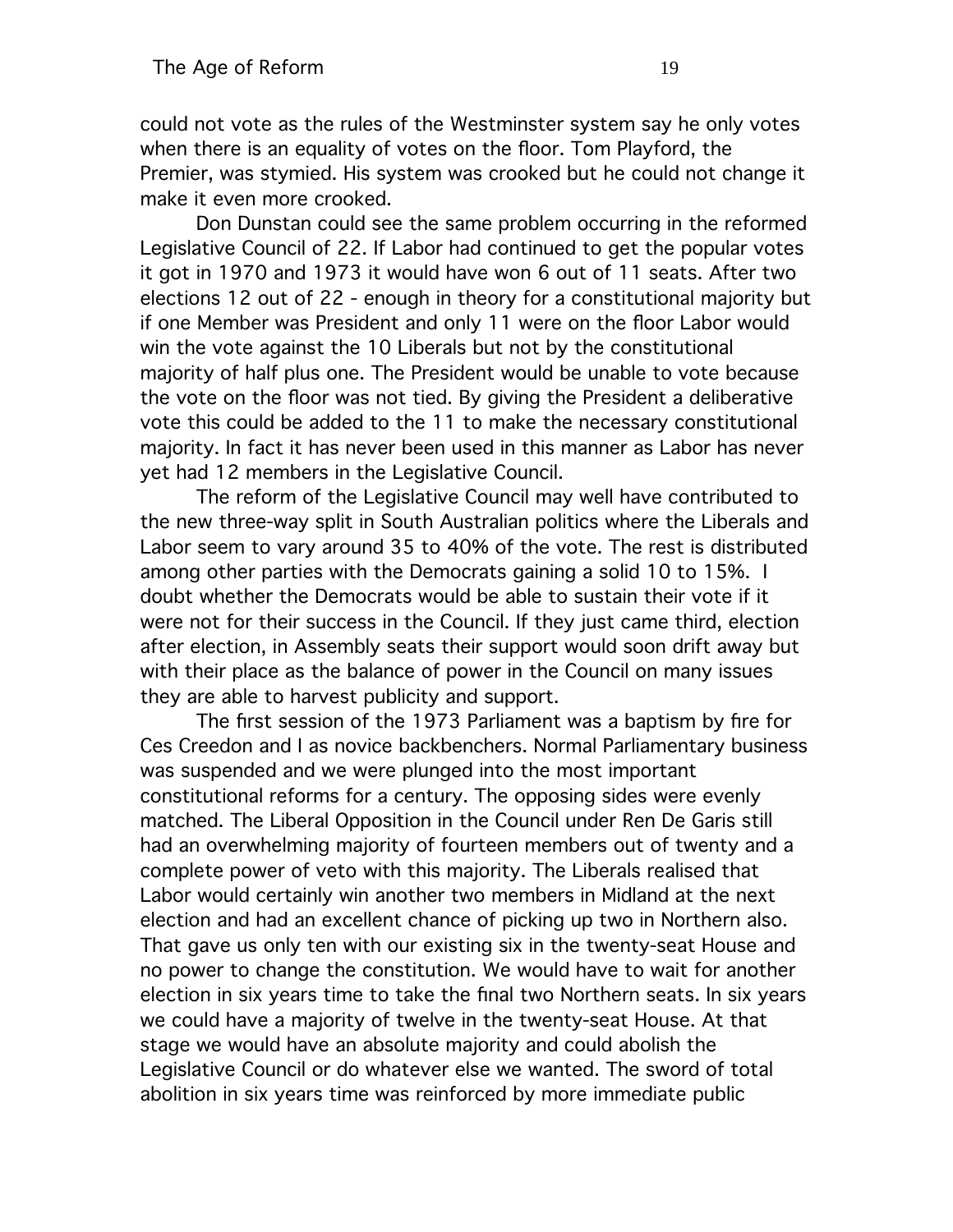could not vote as the rules of the Westminster system say he only votes when there is an equality of votes on the floor. Tom Playford, the Premier, was stymied. His system was crooked but he could not change it make it even more crooked.

Don Dunstan could see the same problem occurring in the reformed Legislative Council of 22. If Labor had continued to get the popular votes it got in 1970 and 1973 it would have won 6 out of 11 seats. After two elections 12 out of 22 - enough in theory for a constitutional majority but if one Member was President and only 11 were on the floor Labor would win the vote against the 10 Liberals but not by the constitutional majority of half plus one. The President would be unable to vote because the vote on the floor was not tied. By giving the President a deliberative vote this could be added to the 11 to make the necessary constitutional majority. In fact it has never been used in this manner as Labor has never yet had 12 members in the Legislative Council.

The reform of the Legislative Council may well have contributed to the new three-way split in South Australian politics where the Liberals and Labor seem to vary around 35 to 40% of the vote. The rest is distributed among other parties with the Democrats gaining a solid 10 to 15%. I doubt whether the Democrats would be able to sustain their vote if it were not for their success in the Council. If they just came third, election after election, in Assembly seats their support would soon drift away but with their place as the balance of power in the Council on many issues they are able to harvest publicity and support.

The first session of the 1973 Parliament was a baptism by fire for Ces Creedon and I as novice backbenchers. Normal Parliamentary business was suspended and we were plunged into the most important constitutional reforms for a century. The opposing sides were evenly matched. The Liberal Opposition in the Council under Ren De Garis still had an overwhelming majority of fourteen members out of twenty and a complete power of veto with this majority. The Liberals realised that Labor would certainly win another two members in Midland at the next election and had an excellent chance of picking up two in Northern also. That gave us only ten with our existing six in the twenty-seat House and no power to change the constitution. We would have to wait for another election in six years time to take the final two Northern seats. In six years we could have a majority of twelve in the twenty-seat House. At that stage we would have an absolute majority and could abolish the Legislative Council or do whatever else we wanted. The sword of total abolition in six years time was reinforced by more immediate public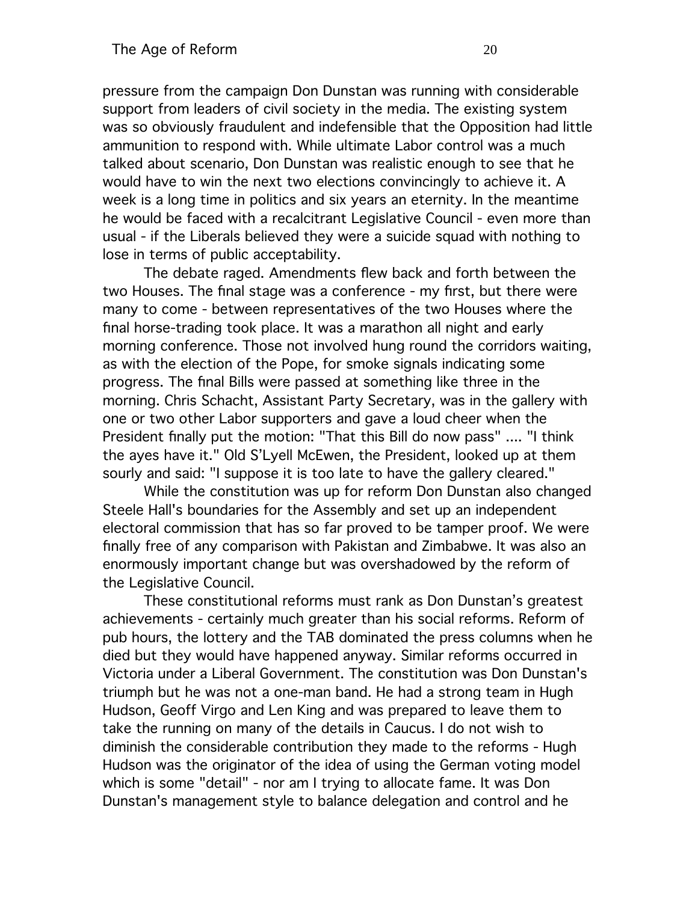pressure from the campaign Don Dunstan was running with considerable support from leaders of civil society in the media. The existing system was so obviously fraudulent and indefensible that the Opposition had little ammunition to respond with. While ultimate Labor control was a much talked about scenario, Don Dunstan was realistic enough to see that he would have to win the next two elections convincingly to achieve it. A week is a long time in politics and six years an eternity. In the meantime he would be faced with a recalcitrant Legislative Council - even more than usual - if the Liberals believed they were a suicide squad with nothing to lose in terms of public acceptability.

The debate raged. Amendments flew back and forth between the two Houses. The final stage was a conference - my first, but there were many to come - between representatives of the two Houses where the final horse-trading took place. It was a marathon all night and early morning conference. Those not involved hung round the corridors waiting, as with the election of the Pope, for smoke signals indicating some progress. The final Bills were passed at something like three in the morning. Chris Schacht, Assistant Party Secretary, was in the gallery with one or two other Labor supporters and gave a loud cheer when the President finally put the motion: "That this Bill do now pass" .... "I think the ayes have it." Old S'Lyell McEwen, the President, looked up at them sourly and said: "I suppose it is too late to have the gallery cleared."

While the constitution was up for reform Don Dunstan also changed Steele Hall's boundaries for the Assembly and set up an independent electoral commission that has so far proved to be tamper proof. We were finally free of any comparison with Pakistan and Zimbabwe. It was also an enormously important change but was overshadowed by the reform of the Legislative Council.

These constitutional reforms must rank as Don Dunstan's greatest achievements - certainly much greater than his social reforms. Reform of pub hours, the lottery and the TAB dominated the press columns when he died but they would have happened anyway. Similar reforms occurred in Victoria under a Liberal Government. The constitution was Don Dunstan's triumph but he was not a one-man band. He had a strong team in Hugh Hudson, Geoff Virgo and Len King and was prepared to leave them to take the running on many of the details in Caucus. I do not wish to diminish the considerable contribution they made to the reforms - Hugh Hudson was the originator of the idea of using the German voting model which is some "detail" - nor am I trying to allocate fame. It was Don Dunstan's management style to balance delegation and control and he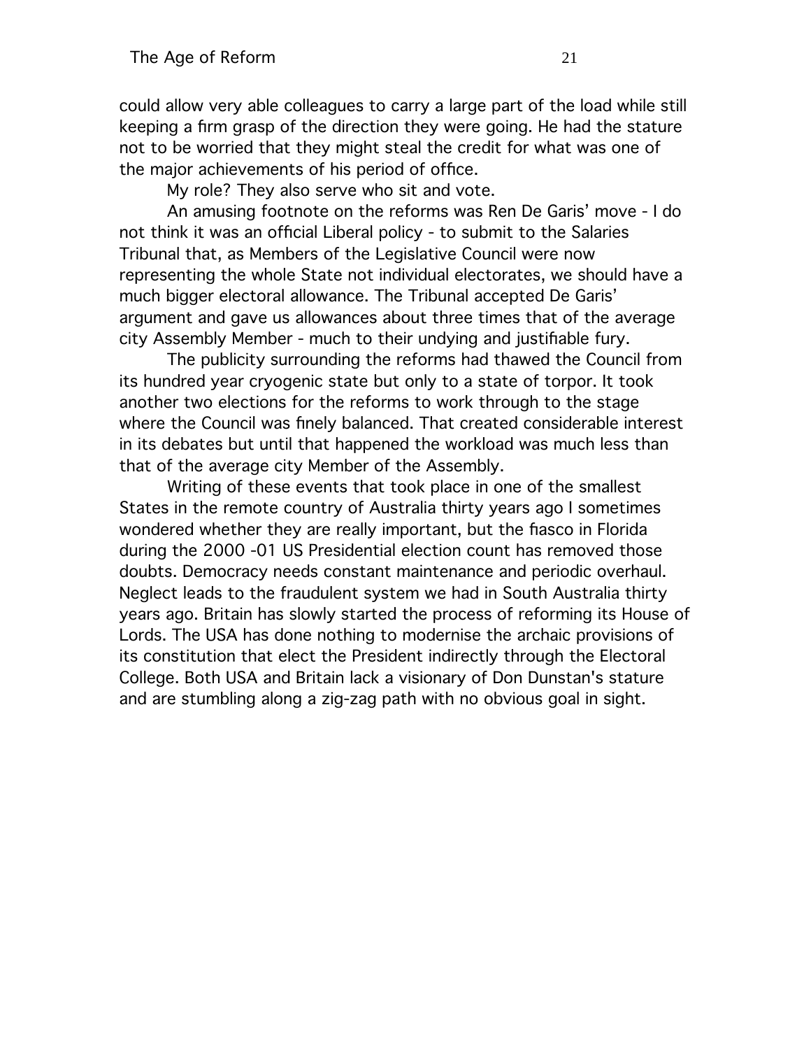could allow very able colleagues to carry a large part of the load while still keeping a firm grasp of the direction they were going. He had the stature not to be worried that they might steal the credit for what was one of the major achievements of his period of office.

My role? They also serve who sit and vote.

An amusing footnote on the reforms was Ren De Garis' move - I do not think it was an official Liberal policy - to submit to the Salaries Tribunal that, as Members of the Legislative Council were now representing the whole State not individual electorates, we should have a much bigger electoral allowance. The Tribunal accepted De Garis' argument and gave us allowances about three times that of the average city Assembly Member - much to their undying and justifiable fury.

The publicity surrounding the reforms had thawed the Council from its hundred year cryogenic state but only to a state of torpor. It took another two elections for the reforms to work through to the stage where the Council was finely balanced. That created considerable interest in its debates but until that happened the workload was much less than that of the average city Member of the Assembly.

Writing of these events that took place in one of the smallest States in the remote country of Australia thirty years ago I sometimes wondered whether they are really important, but the fiasco in Florida during the 2000 -01 US Presidential election count has removed those doubts. Democracy needs constant maintenance and periodic overhaul. Neglect leads to the fraudulent system we had in South Australia thirty years ago. Britain has slowly started the process of reforming its House of Lords. The USA has done nothing to modernise the archaic provisions of its constitution that elect the President indirectly through the Electoral College. Both USA and Britain lack a visionary of Don Dunstan's stature and are stumbling along a zig-zag path with no obvious goal in sight.